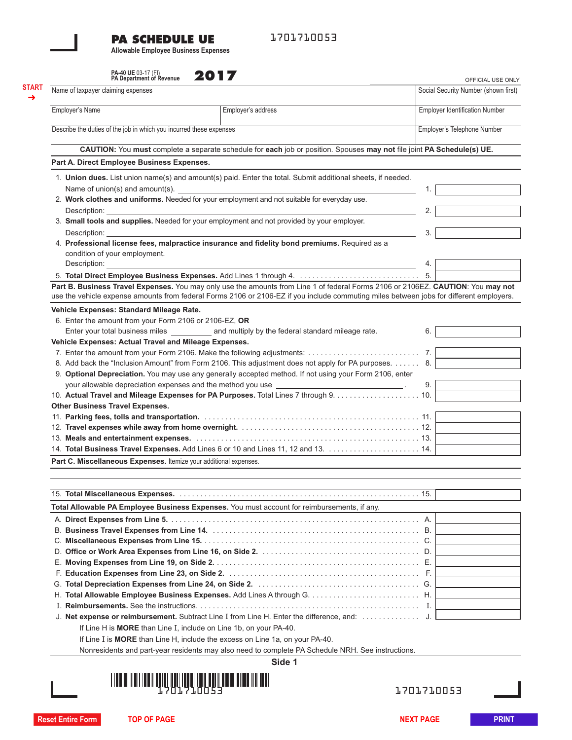# PA SCHEDULE UE

1701710053

**Allowable Employee Business Expenses**

PA-40 UE 03-17 (FI)
PA Department of Revenue

**2017**

OFFICIAL USE ONLY

START →

| Name of taxpayer claiming expenses | | Social Security Number (shown first) |
|---|---|---|
| Employer's Name | Employer's address | Employer Identification Number |
| Describe the duties of the job in which you incurred these expenses | | Employer's Telephone Number |

**CAUTION:** You **must** complete a separate schedule for **each** job or position. Spouses **may not** file joint **PA Schedule(s) UE.**

## Part A. Direct Employee Business Expenses.

1. **Union dues.** List union name(s) and amount(s) paid. Enter the total. Submit additional sheets, if needed.
   Name of union(s) and amount(s). ______________________ 1. ________
2. **Work clothes and uniforms.** Needed for your employment and not suitable for everyday use.
   Description: ______________________ 2. ________
3. **Small tools and supplies.** Needed for your employment and not provided by your employer.
   Description: ______________________ 3. ________
4. **Professional license fees, malpractice insurance and fidelity bond premiums.** Required as a condition of your employment.
   Description: ______________________ 4. ________
5. **Total Direct Employee Business Expenses.** Add Lines 1 through 4. . . . . . . . . . 5. ________

**Part B. Business Travel Expenses.** You may only use the amounts from Line 1 of federal Forms 2106 or 2106EZ. **CAUTION**: You **may not** use the vehicle expense amounts from federal Forms 2106 or 2106-EZ if you include commuting miles between jobs for different employers.

**Vehicle Expenses: Standard Mileage Rate.**

6. Enter the amount from your Form 2106 or 2106-EZ, **OR**
   Enter your total business miles ________ and multiply by the federal standard mileage rate. 6. ________

**Vehicle Expenses: Actual Travel and Mileage Expenses.**

7. Enter the amount from your Form 2106. Make the following adjustments: . . . . . . . . . . 7. ________
8. Add back the "Inclusion Amount" from Form 2106. This adjustment does not apply for PA purposes. . . . . . . 8. ________
9. **Optional Depreciation.** You may use any generally accepted method. If not using your Form 2106, enter your allowable depreciation expenses and the method you use ______________ . 9. ________
10. **Actual Travel and Mileage Expenses for PA Purposes.** Total Lines 7 through 9. . . . . . . . . . 10. ________

**Other Business Travel Expenses.**

11. **Parking fees, tolls and transportation.** . . . . . . . . . . 11. ________
12. **Travel expenses while away from home overnight.** . . . . . . . . . . 12. ________
13. **Meals and entertainment expenses.** . . . . . . . . . . 13. ________
14. **Total Business Travel Expenses.** Add Lines 6 or 10 and Lines 11, 12 and 13. . . . . . . . . . 14. ________

**Part C. Miscellaneous Expenses.** Itemize your additional expenses.

______________________________________________

15. **Total Miscellaneous Expenses.** . . . . . . . . . . 15. ________

**Total Allowable PA Employee Business Expenses.** You must account for reimbursements, if any.

A. **Direct Expenses from Line 5.** . . . . . . . . . . A. ________
B. **Business Travel Expenses from Line 14.** . . . . . . . . . . B. ________
C. **Miscellaneous Expenses from Line 15.** . . . . . . . . . . C. ________
D. **Office or Work Area Expenses from Line 16, on Side 2.** . . . . . . . . . . D. ________
E. **Moving Expenses from Line 19, on Side 2.** . . . . . . . . . . E. ________
F. **Education Expenses from Line 23, on Side 2.** . . . . . . . . . . F. ________
G. **Total Depreciation Expenses from Line 24, on Side 2.** . . . . . . . . . . G. ________
H. **Total Allowable Employee Business Expenses.** Add Lines A through G. . . . . . . . . . H. ________
I. **Reimbursements.** See the instructions. . . . . . . . . . I. ________
J. **Net expense or reimbursement.** Subtract Line I from Line H. Enter the difference, and: . . . . . . J. ________

   If Line H is **MORE** than Line I, include on Line 1b, on your PA-40.
   If Line I is **MORE** than Line H, include the excess on Line 1a, on your PA-40.
   Nonresidents and part-year residents may also need to complete PA Schedule NRH. See instructions.

Side 1

1701710053    1701710053

Reset Entire Form    TOP OF PAGE    NEXT PAGE    PRINT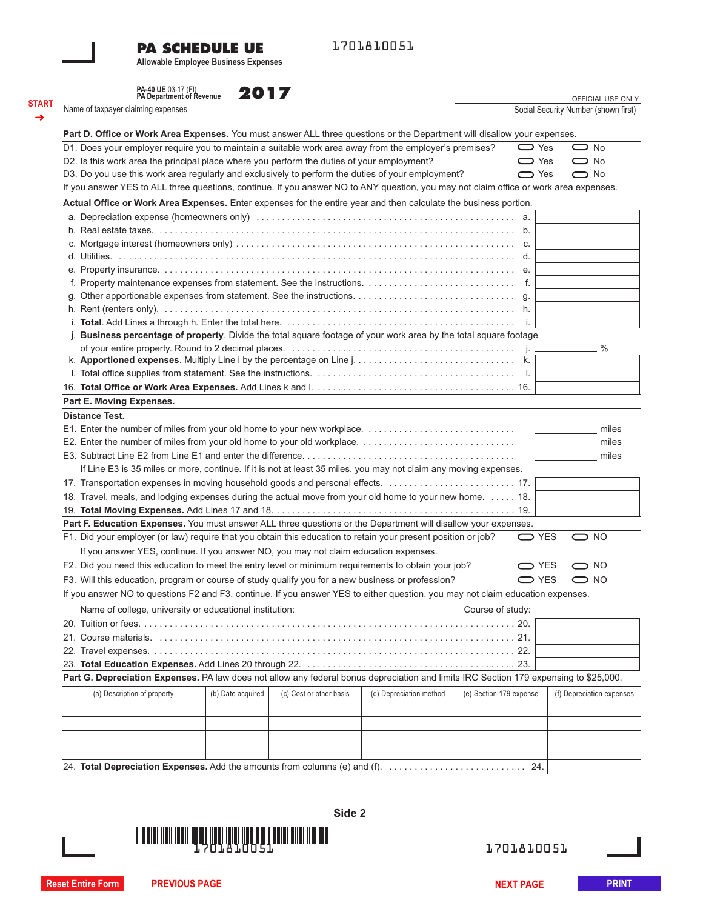# PA SCHEDULE UE

**Allowable Employee Business Expenses**

1701810051

PA-40 UE 03-17 (FI)
PA Department of Revenue

**2017**

OFFICIAL USE ONLY

START →

Name of taxpayer claiming expenses | Social Security Number (shown first)

**Part D. Office or Work Area Expenses.** You must answer ALL three questions or the Department will disallow your expenses.

D1. Does your employer require you to maintain a suitable work area away from the employer's premises? ⬭ Yes ⬭ No

D2. Is this work area the principal place where you perform the duties of your employment? ⬭ Yes ⬭ No

D3. Do you use this work area regularly and exclusively to perform the duties of your employment? ⬭ Yes ⬭ No

If you answer YES to ALL three questions, continue. If you answer NO to ANY question, you may not claim office or work area expenses.

**Actual Office or Work Area Expenses.** Enter expenses for the entire year and then calculate the business portion.

| | Line | Amount |
|---|---|---|
| a. Depreciation expense (homeowners only) | a. | |
| b. Real estate taxes. | b. | |
| c. Mortgage interest (homeowners only) | c. | |
| d. Utilities. | d. | |
| e. Property insurance. | e. | |
| f. Property maintenance expenses from statement. See the instructions. | f. | |
| g. Other apportionable expenses from statement. See the instructions. | g. | |
| h. Rent (renters only). | h. | |
| i. **Total**. Add Lines a through h. Enter the total here. | i. | |
| j. **Business percentage of property**. Divide the total square footage of your work area by the total square footage of your entire property. Round to 2 decimal places. | j. | ______ % |
| k. **Apportioned expenses**. Multiply Line i by the percentage on Line j. | k. | |
| l. Total office supplies from statement. See the instructions. | l. | |
| 16. **Total Office or Work Area Expenses.** Add Lines k and l. | 16. | |

**Part E. Moving Expenses.**

**Distance Test.**

E1. Enter the number of miles from your old home to your new workplace. ______ miles

E2. Enter the number of miles from your old home to your old workplace. ______ miles

E3. Subtract Line E2 from Line E1 and enter the difference. ______ miles

If Line E3 is 35 miles or more, continue. If it is not at least 35 miles, you may not claim any moving expenses.

| | Line | Amount |
|---|---|---|
| 17. Transportation expenses in moving household goods and personal effects. | 17. | |
| 18. Travel, meals, and lodging expenses during the actual move from your old home to your new home. | 18. | |
| 19. **Total Moving Expenses.** Add Lines 17 and 18. | 19. | |

**Part F. Education Expenses.** You must answer ALL three questions or the Department will disallow your expenses.

F1. Did your employer (or law) require that you obtain this education to retain your present position or job? ⬭ YES ⬭ NO

If you answer YES, continue. If you answer NO, you may not claim education expenses.

F2. Did you need this education to meet the entry level or minimum requirements to obtain your job? ⬭ YES ⬭ NO

F3. Will this education, program or course of study qualify you for a new business or profession? ⬭ YES ⬭ NO

If you answer NO to questions F2 and F3, continue. If you answer YES to either question, you may not claim education expenses.

Name of college, university or educational institution: ____________ Course of study: ____________

| | Line | Amount |
|---|---|---|
| 20. Tuition or fees. | 20. | |
| 21. Course materials. | 21. | |
| 22. Travel expenses. | 22. | |
| 23. **Total Education Expenses.** Add Lines 20 through 22. | 23. | |

**Part G. Depreciation Expenses.** PA law does not allow any federal bonus depreciation and limits IRC Section 179 expensing to $25,000.

| (a) Description of property | (b) Date acquired | (c) Cost or other basis | (d) Depreciation method | (e) Section 179 expense | (f) Depreciation expenses |
|---|---|---|---|---|---|
| | | | | | |
| | | | | | |
| | | | | | |
| | | | | | |
| 24. **Total Depreciation Expenses.** Add the amounts from columns (e) and (f). | | | | 24. | |

Side 2

1701810051

1701810051

Reset Entire Form | PREVIOUS PAGE | NEXT PAGE | PRINT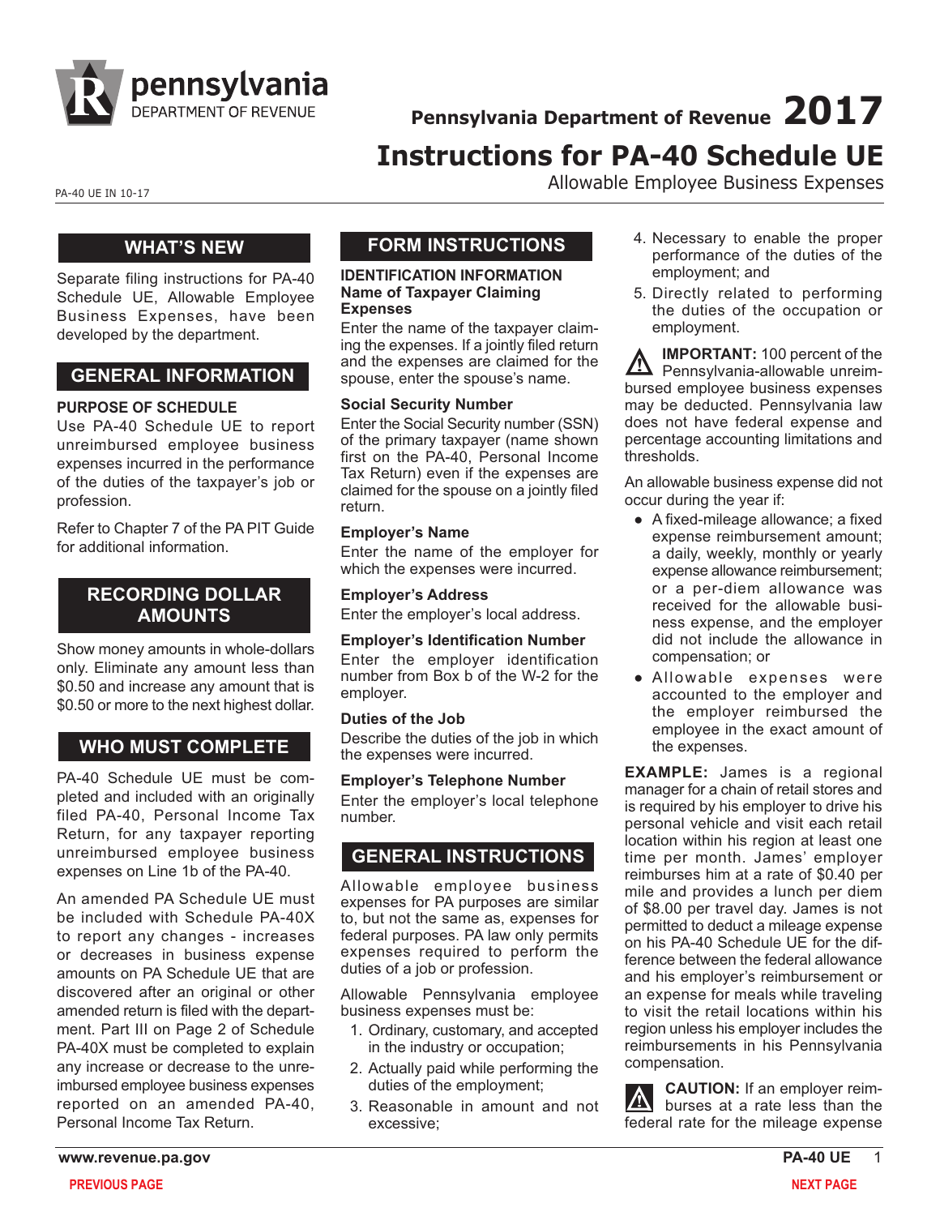# Pennsylvania Department of Revenue 2017

# Instructions for PA-40 Schedule UE

Allowable Employee Business Expenses

PA-40 UE IN 10-17

## WHAT'S NEW

Separate filing instructions for PA-40 Schedule UE, Allowable Employee Business Expenses, have been developed by the department.

## GENERAL INFORMATION

**PURPOSE OF SCHEDULE**

Use PA-40 Schedule UE to report unreimbursed employee business expenses incurred in the performance of the duties of the taxpayer's job or profession.

Refer to Chapter 7 of the PA PIT Guide for additional information.

## RECORDING DOLLAR AMOUNTS

Show money amounts in whole-dollars only. Eliminate any amount less than $0.50 and increase any amount that is $0.50 or more to the next highest dollar.

## WHO MUST COMPLETE

PA-40 Schedule UE must be completed and included with an originally filed PA-40, Personal Income Tax Return, for any taxpayer reporting unreimbursed employee business expenses on Line 1b of the PA-40.

An amended PA Schedule UE must be included with Schedule PA-40X to report any changes - increases or decreases in business expense amounts on PA Schedule UE that are discovered after an original or other amended return is filed with the department. Part III on Page 2 of Schedule PA-40X must be completed to explain any increase or decrease to the unreimbursed employee business expenses reported on an amended PA-40, Personal Income Tax Return.

## FORM INSTRUCTIONS

**IDENTIFICATION INFORMATION**

**Name of Taxpayer Claiming Expenses**

Enter the name of the taxpayer claiming the expenses. If a jointly filed return and the expenses are claimed for the spouse, enter the spouse's name.

**Social Security Number**

Enter the Social Security number (SSN) of the primary taxpayer (name shown first on the PA-40, Personal Income Tax Return) even if the expenses are claimed for the spouse on a jointly filed return.

**Employer's Name**

Enter the name of the employer for which the expenses were incurred.

**Employer's Address**

Enter the employer's local address.

**Employer's Identification Number**

Enter the employer identification number from Box b of the W-2 for the employer.

**Duties of the Job**

Describe the duties of the job in which the expenses were incurred.

**Employer's Telephone Number**

Enter the employer's local telephone number.

## GENERAL INSTRUCTIONS

Allowable employee business expenses for PA purposes are similar to, but not the same as, expenses for federal purposes. PA law only permits expenses required to perform the duties of a job or profession.

Allowable Pennsylvania employee business expenses must be:

1. Ordinary, customary, and accepted in the industry or occupation;
2. Actually paid while performing the duties of the employment;
3. Reasonable in amount and not excessive;
4. Necessary to enable the proper performance of the duties of the employment; and
5. Directly related to performing the duties of the occupation or employment.

**IMPORTANT:** 100 percent of the Pennsylvania-allowable unreimbursed employee business expenses may be deducted. Pennsylvania law does not have federal expense and percentage accounting limitations and thresholds.

An allowable business expense did not occur during the year if:

- A fixed-mileage allowance; a fixed expense reimbursement amount; a daily, weekly, monthly or yearly expense allowance reimbursement; or a per-diem allowance was received for the allowable business expense, and the employer did not include the allowance in compensation; or
- Allowable expenses were accounted to the employer and the employer reimbursed the employee in the exact amount of the expenses.

**EXAMPLE:** James is a regional manager for a chain of retail stores and is required by his employer to drive his personal vehicle and visit each retail location within his region at least one time per month. James' employer reimburses him at a rate of $0.40 per mile and provides a lunch per diem of $8.00 per travel day. James is not permitted to deduct a mileage expense on his PA-40 Schedule UE for the difference between the federal allowance and his employer's reimbursement or an expense for meals while traveling to visit the retail locations within his region unless his employer includes the reimbursements in his Pennsylvania compensation.

**CAUTION:** If an employer reimburses at a rate less than the federal rate for the mileage expense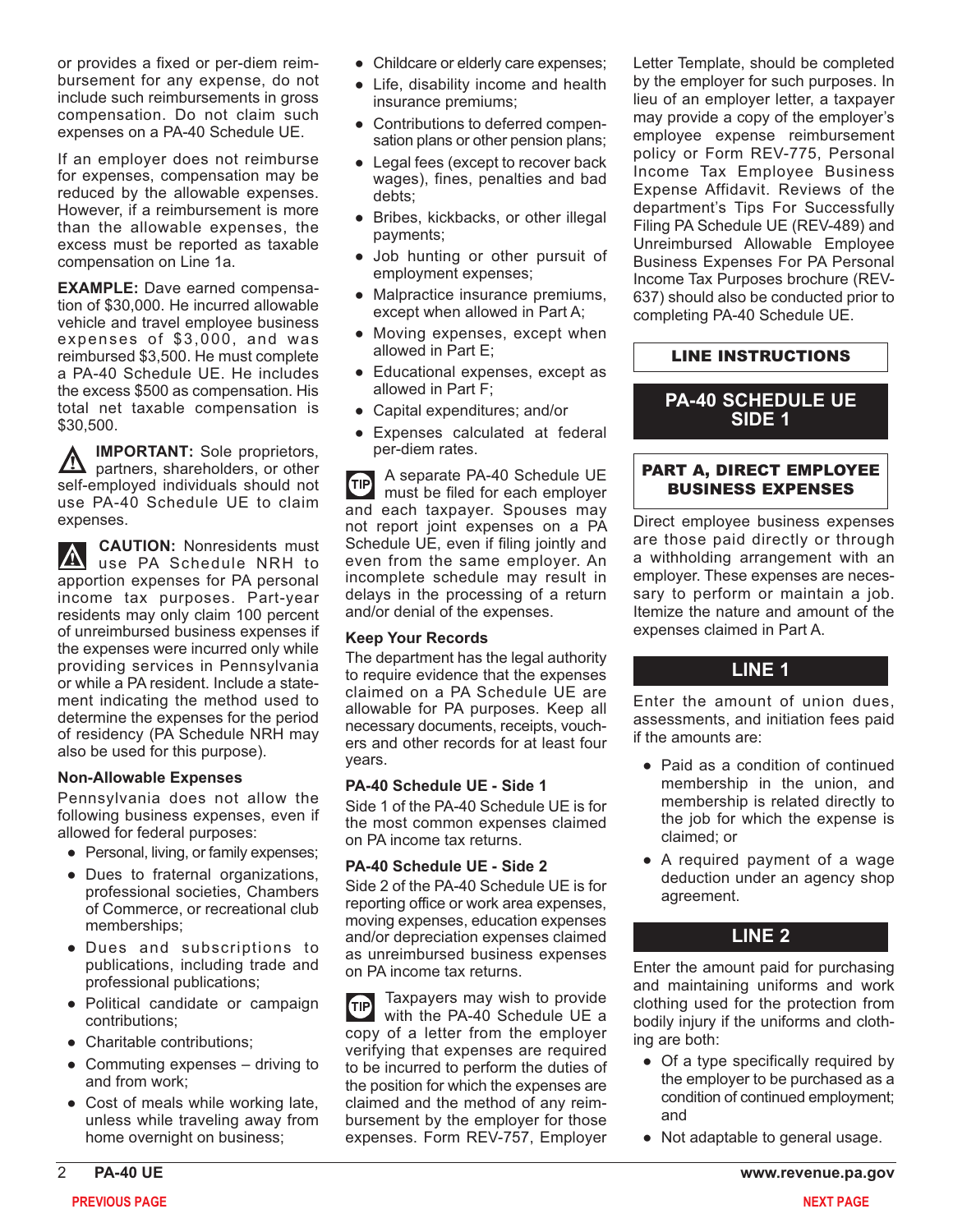or provides a fixed or per-diem reimbursement for any expense, do not include such reimbursements in gross compensation. Do not claim such expenses on a PA-40 Schedule UE.

If an employer does not reimburse for expenses, compensation may be reduced by the allowable expenses. However, if a reimbursement is more than the allowable expenses, the excess must be reported as taxable compensation on Line 1a.

**EXAMPLE:** Dave earned compensation of $30,000. He incurred allowable vehicle and travel employee business expenses of $3,000, and was reimbursed $3,500. He must complete a PA-40 Schedule UE. He includes the excess $500 as compensation. His total net taxable compensation is $30,500.

**IMPORTANT:** Sole proprietors, partners, shareholders, or other self-employed individuals should not use PA-40 Schedule UE to claim expenses.

**CAUTION:** Nonresidents must use PA Schedule NRH to apportion expenses for PA personal income tax purposes. Part-year residents may only claim 100 percent of unreimbursed business expenses if the expenses were incurred only while providing services in Pennsylvania or while a PA resident. Include a statement indicating the method used to determine the expenses for the period of residency (PA Schedule NRH may also be used for this purpose).

### Non-Allowable Expenses

Pennsylvania does not allow the following business expenses, even if allowed for federal purposes:

- Personal, living, or family expenses;
- Dues to fraternal organizations, professional societies, Chambers of Commerce, or recreational club memberships;
- Dues and subscriptions to publications, including trade and professional publications;
- Political candidate or campaign contributions;
- Charitable contributions;
- Commuting expenses – driving to and from work;
- Cost of meals while working late, unless while traveling away from home overnight on business;
- Childcare or elderly care expenses;
- Life, disability income and health insurance premiums;
- Contributions to deferred compensation plans or other pension plans;
- Legal fees (except to recover back wages), fines, penalties and bad debts;
- Bribes, kickbacks, or other illegal payments;
- Job hunting or other pursuit of employment expenses;
- Malpractice insurance premiums, except when allowed in Part A;
- Moving expenses, except when allowed in Part E;
- Educational expenses, except as allowed in Part F;
- Capital expenditures; and/or
- Expenses calculated at federal per-diem rates.

**TIP** A separate PA-40 Schedule UE must be filed for each employer and each taxpayer. Spouses may not report joint expenses on a PA Schedule UE, even if filing jointly and even from the same employer. An incomplete schedule may result in delays in the processing of a return and/or denial of the expenses.

### Keep Your Records

The department has the legal authority to require evidence that the expenses claimed on a PA Schedule UE are allowable for PA purposes. Keep all necessary documents, receipts, vouchers and other records for at least four years.

### PA-40 Schedule UE - Side 1

Side 1 of the PA-40 Schedule UE is for the most common expenses claimed on PA income tax returns.

### PA-40 Schedule UE - Side 2

Side 2 of the PA-40 Schedule UE is for reporting office or work area expenses, moving expenses, education expenses and/or depreciation expenses claimed as unreimbursed business expenses on PA income tax returns.

**TIP** Taxpayers may wish to provide with the PA-40 Schedule UE a copy of a letter from the employer verifying that expenses are required to be incurred to perform the duties of the position for which the expenses are claimed and the method of any reimbursement by the employer for those expenses. Form REV-757, Employer Letter Template, should be completed by the employer for such purposes. In lieu of an employer letter, a taxpayer may provide a copy of the employer's employee expense reimbursement policy or Form REV-775, Personal Income Tax Employee Business Expense Affidavit. Reviews of the department's Tips For Successfully Filing PA Schedule UE (REV-489) and Unreimbursed Allowable Employee Business Expenses For PA Personal Income Tax Purposes brochure (REV-637) should also be conducted prior to completing PA-40 Schedule UE.

## LINE INSTRUCTIONS

## PA-40 SCHEDULE UE SIDE 1

## PART A, DIRECT EMPLOYEE BUSINESS EXPENSES

Direct employee business expenses are those paid directly or through a withholding arrangement with an employer. These expenses are necessary to perform or maintain a job. Itemize the nature and amount of the expenses claimed in Part A.

### LINE 1

Enter the amount of union dues, assessments, and initiation fees paid if the amounts are:

- Paid as a condition of continued membership in the union, and membership is related directly to the job for which the expense is claimed; or
- A required payment of a wage deduction under an agency shop agreement.

### LINE 2

Enter the amount paid for purchasing and maintaining uniforms and work clothing used for the protection from bodily injury if the uniforms and clothing are both:

- Of a type specifically required by the employer to be purchased as a condition of continued employment; and
- Not adaptable to general usage.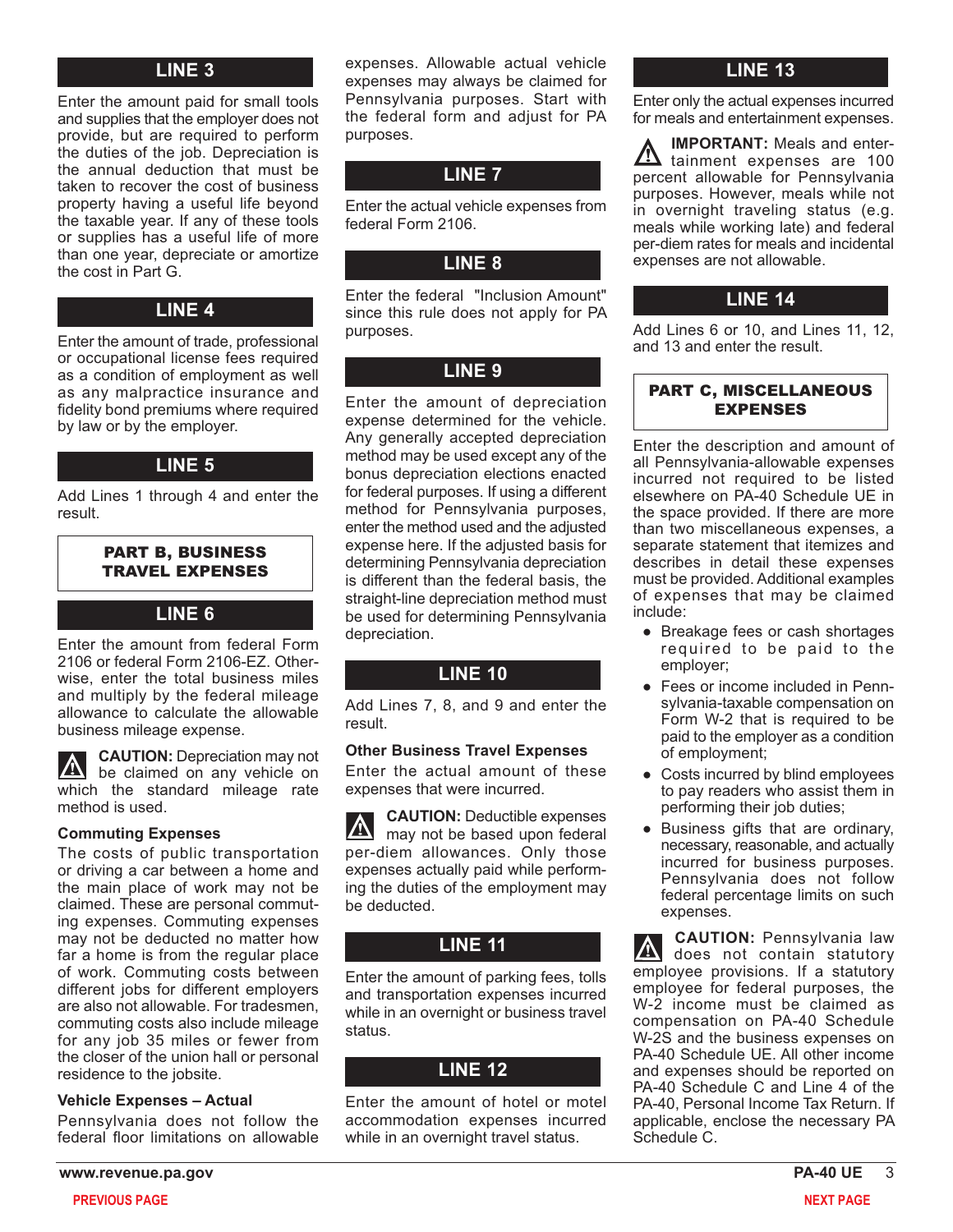## LINE 3

Enter the amount paid for small tools and supplies that the employer does not provide, but are required to perform the duties of the job. Depreciation is the annual deduction that must be taken to recover the cost of business property having a useful life beyond the taxable year. If any of these tools or supplies has a useful life of more than one year, depreciate or amortize the cost in Part G.

## LINE 4

Enter the amount of trade, professional or occupational license fees required as a condition of employment as well as any malpractice insurance and fidelity bond premiums where required by law or by the employer.

## LINE 5

Add Lines 1 through 4 and enter the result.

# PART B, BUSINESS TRAVEL EXPENSES

## LINE 6

Enter the amount from federal Form 2106 or federal Form 2106-EZ. Otherwise, enter the total business miles and multiply by the federal mileage allowance to calculate the allowable business mileage expense.

**CAUTION:** Depreciation may not be claimed on any vehicle on which the standard mileage rate method is used.

### Commuting Expenses

The costs of public transportation or driving a car between a home and the main place of work may not be claimed. These are personal commuting expenses. Commuting expenses may not be deducted no matter how far a home is from the regular place of work. Commuting costs between different jobs for different employers are also not allowable. For tradesmen, commuting costs also include mileage for any job 35 miles or fewer from the closer of the union hall or personal residence to the jobsite.

### Vehicle Expenses – Actual

Pennsylvania does not follow the federal floor limitations on allowable expenses. Allowable actual vehicle expenses may always be claimed for Pennsylvania purposes. Start with the federal form and adjust for PA purposes.

## LINE 7

Enter the actual vehicle expenses from federal Form 2106.

## LINE 8

Enter the federal "Inclusion Amount" since this rule does not apply for PA purposes.

## LINE 9

Enter the amount of depreciation expense determined for the vehicle. Any generally accepted depreciation method may be used except any of the bonus depreciation elections enacted for federal purposes. If using a different method for Pennsylvania purposes, enter the method used and the adjusted expense here. If the adjusted basis for determining Pennsylvania depreciation is different than the federal basis, the straight-line depreciation method must be used for determining Pennsylvania depreciation.

## LINE 10

Add Lines 7, 8, and 9 and enter the result.

### Other Business Travel Expenses

Enter the actual amount of these expenses that were incurred.

**CAUTION:** Deductible expenses may not be based upon federal per-diem allowances. Only those expenses actually paid while performing the duties of the employment may be deducted.

## LINE 11

Enter the amount of parking fees, tolls and transportation expenses incurred while in an overnight or business travel status.

## LINE 12

Enter the amount of hotel or motel accommodation expenses incurred while in an overnight travel status.

## LINE 13

Enter only the actual expenses incurred for meals and entertainment expenses.

**IMPORTANT:** Meals and entertainment expenses are 100 percent allowable for Pennsylvania purposes. However, meals while not in overnight traveling status (e.g. meals while working late) and federal per-diem rates for meals and incidental expenses are not allowable.

## LINE 14

Add Lines 6 or 10, and Lines 11, 12, and 13 and enter the result.

# PART C, MISCELLANEOUS EXPENSES

Enter the description and amount of all Pennsylvania-allowable expenses incurred not required to be listed elsewhere on PA-40 Schedule UE in the space provided. If there are more than two miscellaneous expenses, a separate statement that itemizes and describes in detail these expenses must be provided. Additional examples of expenses that may be claimed include:

- Breakage fees or cash shortages required to be paid to the employer;
- Fees or income included in Pennsylvania-taxable compensation on Form W-2 that is required to be paid to the employer as a condition of employment;
- Costs incurred by blind employees to pay readers who assist them in performing their job duties;
- Business gifts that are ordinary, necessary, reasonable, and actually incurred for business purposes. Pennsylvania does not follow federal percentage limits on such expenses.

**CAUTION:** Pennsylvania law does not contain statutory employee provisions. If a statutory employee for federal purposes, the W-2 income must be claimed as compensation on PA-40 Schedule W-2S and the business expenses on PA-40 Schedule UE. All other income and expenses should be reported on PA-40 Schedule C and Line 4 of the PA-40, Personal Income Tax Return. If applicable, enclose the necessary PA Schedule C.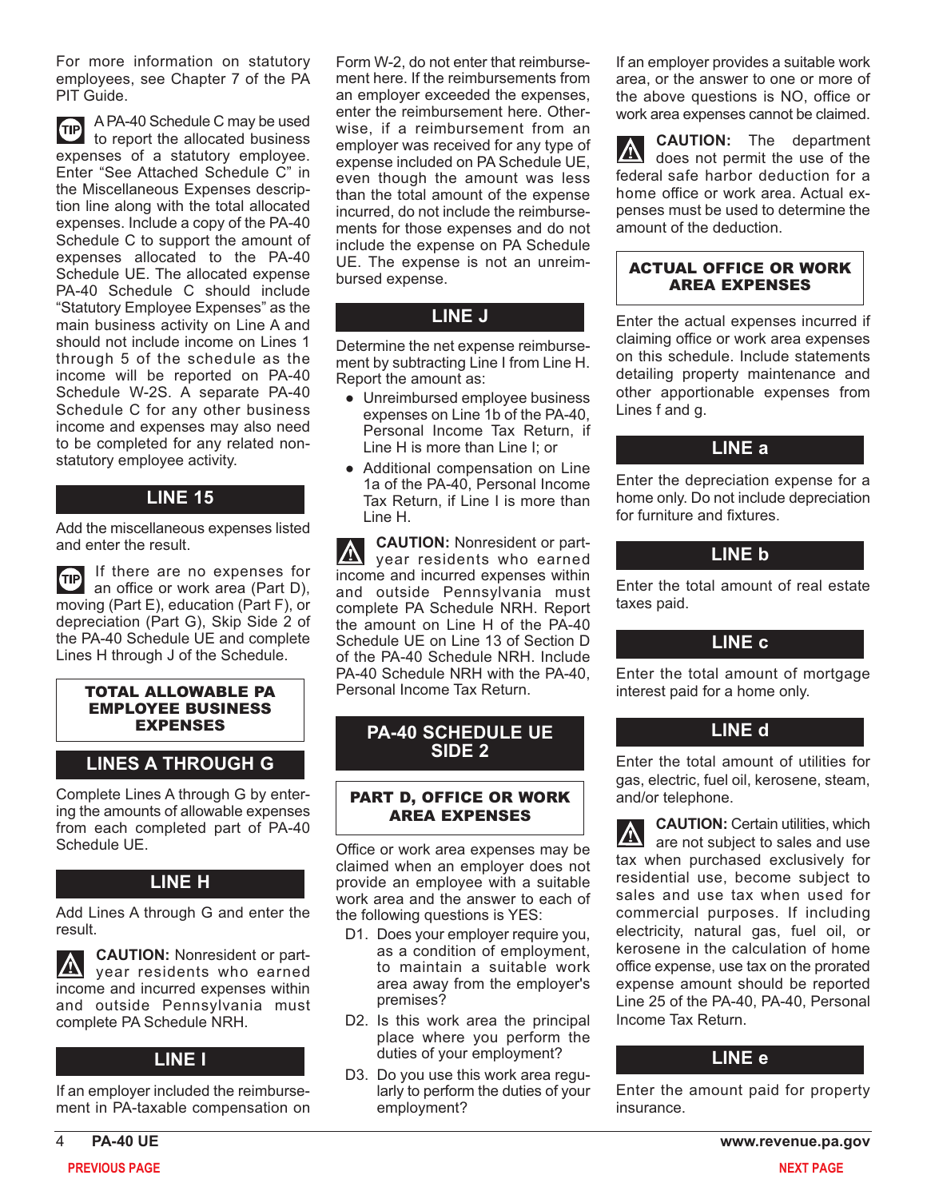For more information on statutory employees, see Chapter 7 of the PA PIT Guide.

TIP A PA-40 Schedule C may be used to report the allocated business expenses of a statutory employee. Enter "See Attached Schedule C" in the Miscellaneous Expenses description line along with the total allocated expenses. Include a copy of the PA-40 Schedule C to support the amount of expenses allocated to the PA-40 Schedule UE. The allocated expense PA-40 Schedule C should include "Statutory Employee Expenses" as the main business activity on Line A and should not include income on Lines 1 through 5 of the schedule as the income will be reported on PA-40 Schedule W-2S. A separate PA-40 Schedule C for any other business income and expenses may also need to be completed for any related non-statutory employee activity.

## LINE 15

Add the miscellaneous expenses listed and enter the result.

TIP If there are no expenses for an office or work area (Part D), moving (Part E), education (Part F), or depreciation (Part G), Skip Side 2 of the PA-40 Schedule UE and complete Lines H through J of the Schedule.

## TOTAL ALLOWABLE PA EMPLOYEE BUSINESS EXPENSES

## LINES A THROUGH G

Complete Lines A through G by entering the amounts of allowable expenses from each completed part of PA-40 Schedule UE.

## LINE H

Add Lines A through G and enter the result.

**CAUTION:** Nonresident or part-year residents who earned income and incurred expenses within and outside Pennsylvania must complete PA Schedule NRH.

## LINE I

If an employer included the reimbursement in PA-taxable compensation on Form W-2, do not enter that reimbursement here. If the reimbursements from an employer exceeded the expenses, enter the reimbursement here. Otherwise, if a reimbursement from an employer was received for any type of expense included on PA Schedule UE, even though the amount was less than the total amount of the expense incurred, do not include the reimbursements for those expenses and do not include the expense on PA Schedule UE. The expense is not an unreimbursed expense.

## LINE J

Determine the net expense reimbursement by subtracting Line I from Line H. Report the amount as:

- Unreimbursed employee business expenses on Line 1b of the PA-40, Personal Income Tax Return, if Line H is more than Line I; or
- Additional compensation on Line 1a of the PA-40, Personal Income Tax Return, if Line I is more than Line H.

**CAUTION:** Nonresident or part-year residents who earned income and incurred expenses within and outside Pennsylvania must complete PA Schedule NRH. Report the amount on Line H of the PA-40 Schedule UE on Line 13 of Section D of the PA-40 Schedule NRH. Include PA-40 Schedule NRH with the PA-40, Personal Income Tax Return.

## PA-40 SCHEDULE UE SIDE 2

## PART D, OFFICE OR WORK AREA EXPENSES

Office or work area expenses may be claimed when an employer does not provide an employee with a suitable work area and the answer to each of the following questions is YES:

D1. Does your employer require you, as a condition of employment, to maintain a suitable work area away from the employer's premises?

D2. Is this work area the principal place where you perform the duties of your employment?

D3. Do you use this work area regularly to perform the duties of your employment?

If an employer provides a suitable work area, or the answer to one or more of the above questions is NO, office or work area expenses cannot be claimed.

**CAUTION:** The department does not permit the use of the federal safe harbor deduction for a home office or work area. Actual expenses must be used to determine the amount of the deduction.

## ACTUAL OFFICE OR WORK AREA EXPENSES

Enter the actual expenses incurred if claiming office or work area expenses on this schedule. Include statements detailing property maintenance and other apportionable expenses from Lines f and g.

## LINE a

Enter the depreciation expense for a home only. Do not include depreciation for furniture and fixtures.

## LINE b

Enter the total amount of real estate taxes paid.

## LINE c

Enter the total amount of mortgage interest paid for a home only.

## LINE d

Enter the total amount of utilities for gas, electric, fuel oil, kerosene, steam, and/or telephone.

**CAUTION:** Certain utilities, which are not subject to sales and use tax when purchased exclusively for residential use, become subject to sales and use tax when used for commercial purposes. If including electricity, natural gas, fuel oil, or kerosene in the calculation of home office expense, use tax on the prorated expense amount should be reported Line 25 of the PA-40, PA-40, Personal Income Tax Return.

## LINE e

Enter the amount paid for property insurance.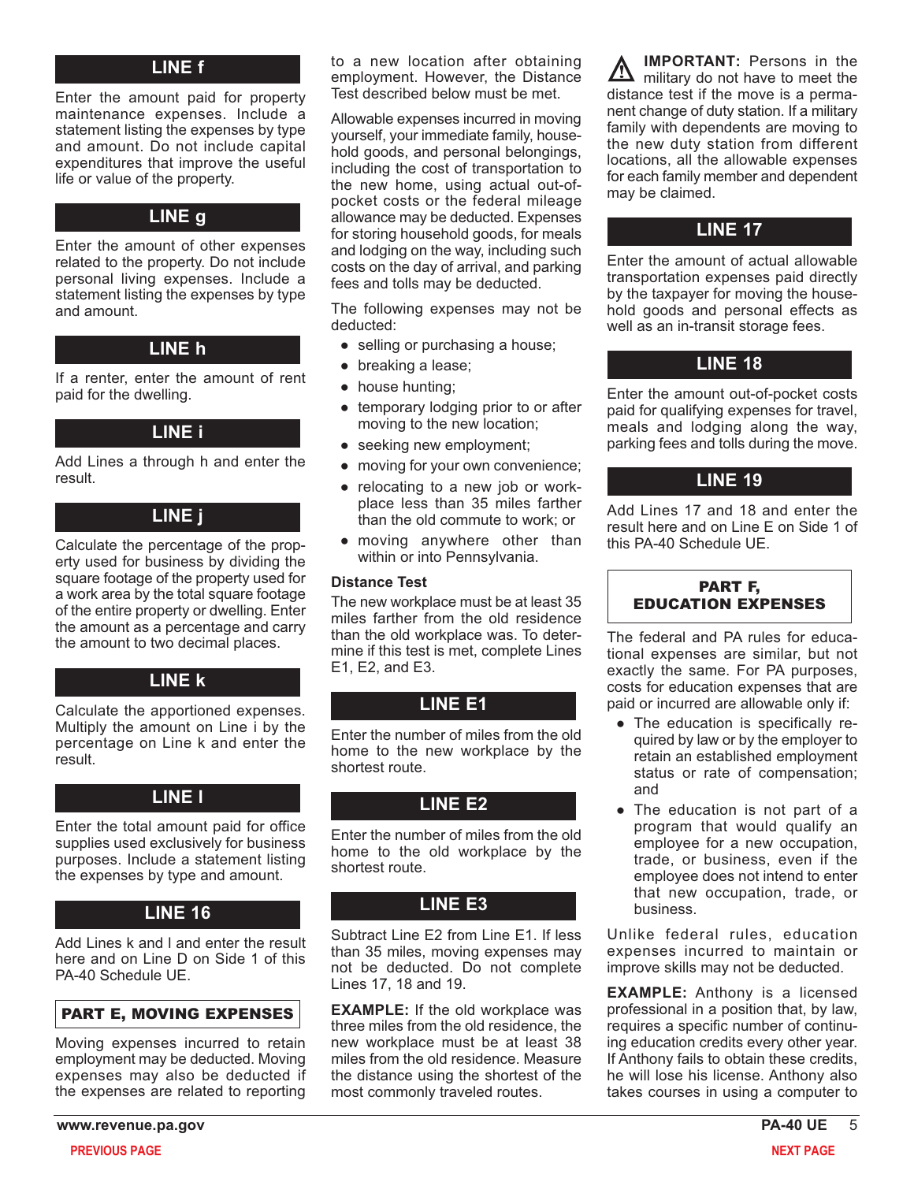### LINE f

Enter the amount paid for property maintenance expenses. Include a statement listing the expenses by type and amount. Do not include capital expenditures that improve the useful life or value of the property.

### LINE g

Enter the amount of other expenses related to the property. Do not include personal living expenses. Include a statement listing the expenses by type and amount.

### LINE h

If a renter, enter the amount of rent paid for the dwelling.

### LINE i

Add Lines a through h and enter the result.

### LINE j

Calculate the percentage of the property used for business by dividing the square footage of the property used for a work area by the total square footage of the entire property or dwelling. Enter the amount as a percentage and carry the amount to two decimal places.

### LINE k

Calculate the apportioned expenses. Multiply the amount on Line i by the percentage on Line k and enter the result.

### LINE l

Enter the total amount paid for office supplies used exclusively for business purposes. Include a statement listing the expenses by type and amount.

### LINE 16

Add Lines k and l and enter the result here and on Line D on Side 1 of this PA-40 Schedule UE.

## PART E, MOVING EXPENSES

Moving expenses incurred to retain employment may be deducted. Moving expenses may also be deducted if the expenses are related to reporting to a new location after obtaining employment. However, the Distance Test described below must be met.

Allowable expenses incurred in moving yourself, your immediate family, household goods, and personal belongings, including the cost of transportation to the new home, using actual out-of-pocket costs or the federal mileage allowance may be deducted. Expenses for storing household goods, for meals and lodging on the way, including such costs on the day of arrival, and parking fees and tolls may be deducted.

The following expenses may not be deducted:

- selling or purchasing a house;
- breaking a lease;
- house hunting;
- temporary lodging prior to or after moving to the new location;
- seeking new employment;
- moving for your own convenience;
- relocating to a new job or workplace less than 35 miles farther than the old commute to work; or
- moving anywhere other than within or into Pennsylvania.

**Distance Test**

The new workplace must be at least 35 miles farther from the old residence than the old workplace was. To determine if this test is met, complete Lines E1, E2, and E3.

### LINE E1

Enter the number of miles from the old home to the new workplace by the shortest route.

### LINE E2

Enter the number of miles from the old home to the old workplace by the shortest route.

### LINE E3

Subtract Line E2 from Line E1. If less than 35 miles, moving expenses may not be deducted. Do not complete Lines 17, 18 and 19.

**EXAMPLE:** If the old workplace was three miles from the old residence, the new workplace must be at least 38 miles from the old residence. Measure the distance using the shortest of the most commonly traveled routes.

**IMPORTANT:** Persons in the military do not have to meet the distance test if the move is a permanent change of duty station. If a military family with dependents are moving to the new duty station from different locations, all the allowable expenses for each family member and dependent may be claimed.

### LINE 17

Enter the amount of actual allowable transportation expenses paid directly by the taxpayer for moving the household goods and personal effects as well as an in-transit storage fees.

### LINE 18

Enter the amount out-of-pocket costs paid for qualifying expenses for travel, meals and lodging along the way, parking fees and tolls during the move.

### LINE 19

Add Lines 17 and 18 and enter the result here and on Line E on Side 1 of this PA-40 Schedule UE.

## PART F, EDUCATION EXPENSES

The federal and PA rules for educational expenses are similar, but not exactly the same. For PA purposes, costs for education expenses that are paid or incurred are allowable only if:

- The education is specifically required by law or by the employer to retain an established employment status or rate of compensation; and
- The education is not part of a program that would qualify an employee for a new occupation, trade, or business, even if the employee does not intend to enter that new occupation, trade, or business.

Unlike federal rules, education expenses incurred to maintain or improve skills may not be deducted.

**EXAMPLE:** Anthony is a licensed professional in a position that, by law, requires a specific number of continuing education credits every other year. If Anthony fails to obtain these credits, he will lose his license. Anthony also takes courses in using a computer to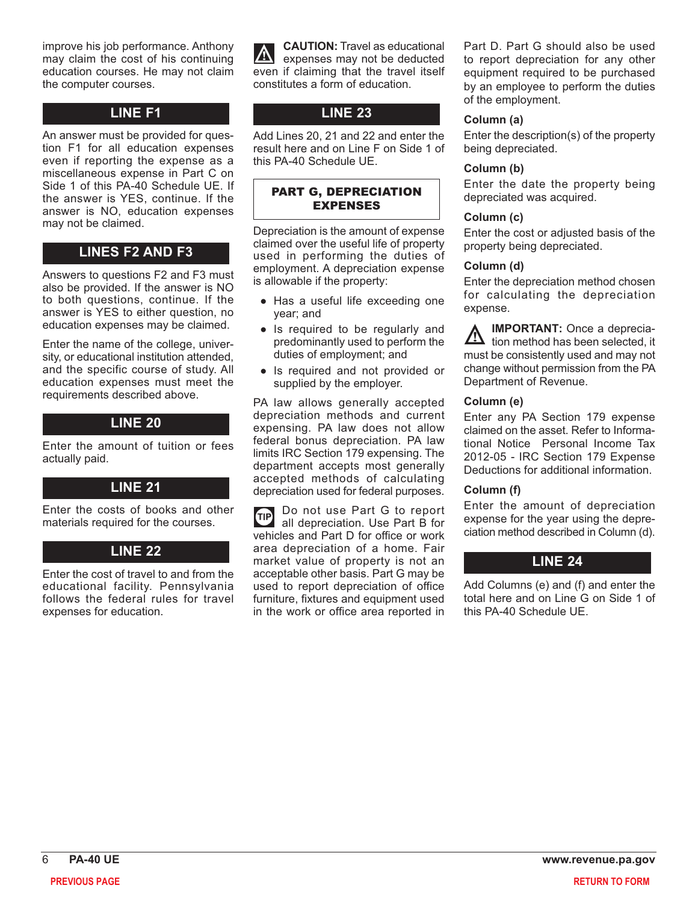improve his job performance. Anthony may claim the cost of his continuing education courses. He may not claim the computer courses.

## LINE F1

An answer must be provided for question F1 for all education expenses even if reporting the expense as a miscellaneous expense in Part C on Side 1 of this PA-40 Schedule UE. If the answer is YES, continue. If the answer is NO, education expenses may not be claimed.

## LINES F2 AND F3

Answers to questions F2 and F3 must also be provided. If the answer is NO to both questions, continue. If the answer is YES to either question, no education expenses may be claimed.

Enter the name of the college, university, or educational institution attended, and the specific course of study. All education expenses must meet the requirements described above.

## LINE 20

Enter the amount of tuition or fees actually paid.

## LINE 21

Enter the costs of books and other materials required for the courses.

## LINE 22

Enter the cost of travel to and from the educational facility. Pennsylvania follows the federal rules for travel expenses for education.

**CAUTION:** Travel as educational expenses may not be deducted even if claiming that the travel itself constitutes a form of education.

## LINE 23

Add Lines 20, 21 and 22 and enter the result here and on Line F on Side 1 of this PA-40 Schedule UE.

## PART G, DEPRECIATION EXPENSES

Depreciation is the amount of expense claimed over the useful life of property used in performing the duties of employment. A depreciation expense is allowable if the property:

- Has a useful life exceeding one year; and
- Is required to be regularly and predominantly used to perform the duties of employment; and
- Is required and not provided or supplied by the employer.

PA law allows generally accepted depreciation methods and current expensing. PA law does not allow federal bonus depreciation. PA law limits IRC Section 179 expensing. The department accepts most generally accepted methods of calculating depreciation used for federal purposes.

TIP: Do not use Part G to report all depreciation. Use Part B for vehicles and Part D for office or work area depreciation of a home. Fair market value of property is not an acceptable other basis. Part G may be used to report depreciation of office furniture, fixtures and equipment used in the work or office area reported in Part D. Part G should also be used to report depreciation for any other equipment required to be purchased by an employee to perform the duties of the employment.

### Column (a)

Enter the description(s) of the property being depreciated.

### Column (b)

Enter the date the property being depreciated was acquired.

### Column (c)

Enter the cost or adjusted basis of the property being depreciated.

### Column (d)

Enter the depreciation method chosen for calculating the depreciation expense.

**IMPORTANT:** Once a depreciation method has been selected, it must be consistently used and may not change without permission from the PA Department of Revenue.

### Column (e)

Enter any PA Section 179 expense claimed on the asset. Refer to Informational Notice Personal Income Tax 2012-05 - IRC Section 179 Expense Deductions for additional information.

### Column (f)

Enter the amount of depreciation expense for the year using the depreciation method described in Column (d).

## LINE 24

Add Columns (e) and (f) and enter the total here and on Line G on Side 1 of this PA-40 Schedule UE.